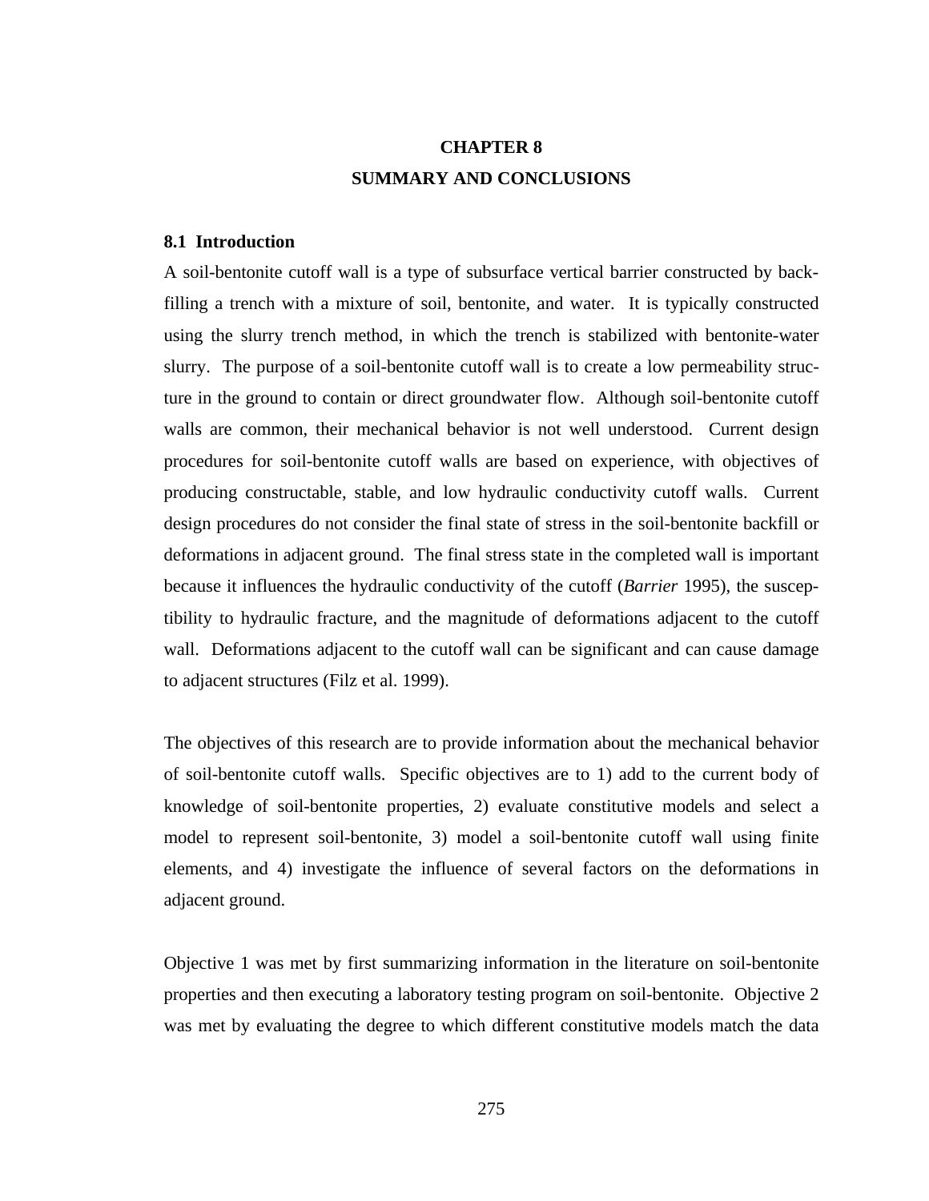# CHAPTER 8
# SUMMARY AND CONCLUSIONS

## 8.1 Introduction

A soil-bentonite cutoff wall is a type of subsurface vertical barrier constructed by backfilling a trench with a mixture of soil, bentonite, and water. It is typically constructed using the slurry trench method, in which the trench is stabilized with bentonite-water slurry. The purpose of a soil-bentonite cutoff wall is to create a low permeability structure in the ground to contain or direct groundwater flow. Although soil-bentonite cutoff walls are common, their mechanical behavior is not well understood. Current design procedures for soil-bentonite cutoff walls are based on experience, with objectives of producing constructable, stable, and low hydraulic conductivity cutoff walls. Current design procedures do not consider the final state of stress in the soil-bentonite backfill or deformations in adjacent ground. The final stress state in the completed wall is important because it influences the hydraulic conductivity of the cutoff (*Barrier* 1995), the susceptibility to hydraulic fracture, and the magnitude of deformations adjacent to the cutoff wall. Deformations adjacent to the cutoff wall can be significant and can cause damage to adjacent structures (Filz et al. 1999).

The objectives of this research are to provide information about the mechanical behavior of soil-bentonite cutoff walls. Specific objectives are to 1) add to the current body of knowledge of soil-bentonite properties, 2) evaluate constitutive models and select a model to represent soil-bentonite, 3) model a soil-bentonite cutoff wall using finite elements, and 4) investigate the influence of several factors on the deformations in adjacent ground.

Objective 1 was met by first summarizing information in the literature on soil-bentonite properties and then executing a laboratory testing program on soil-bentonite. Objective 2 was met by evaluating the degree to which different constitutive models match the data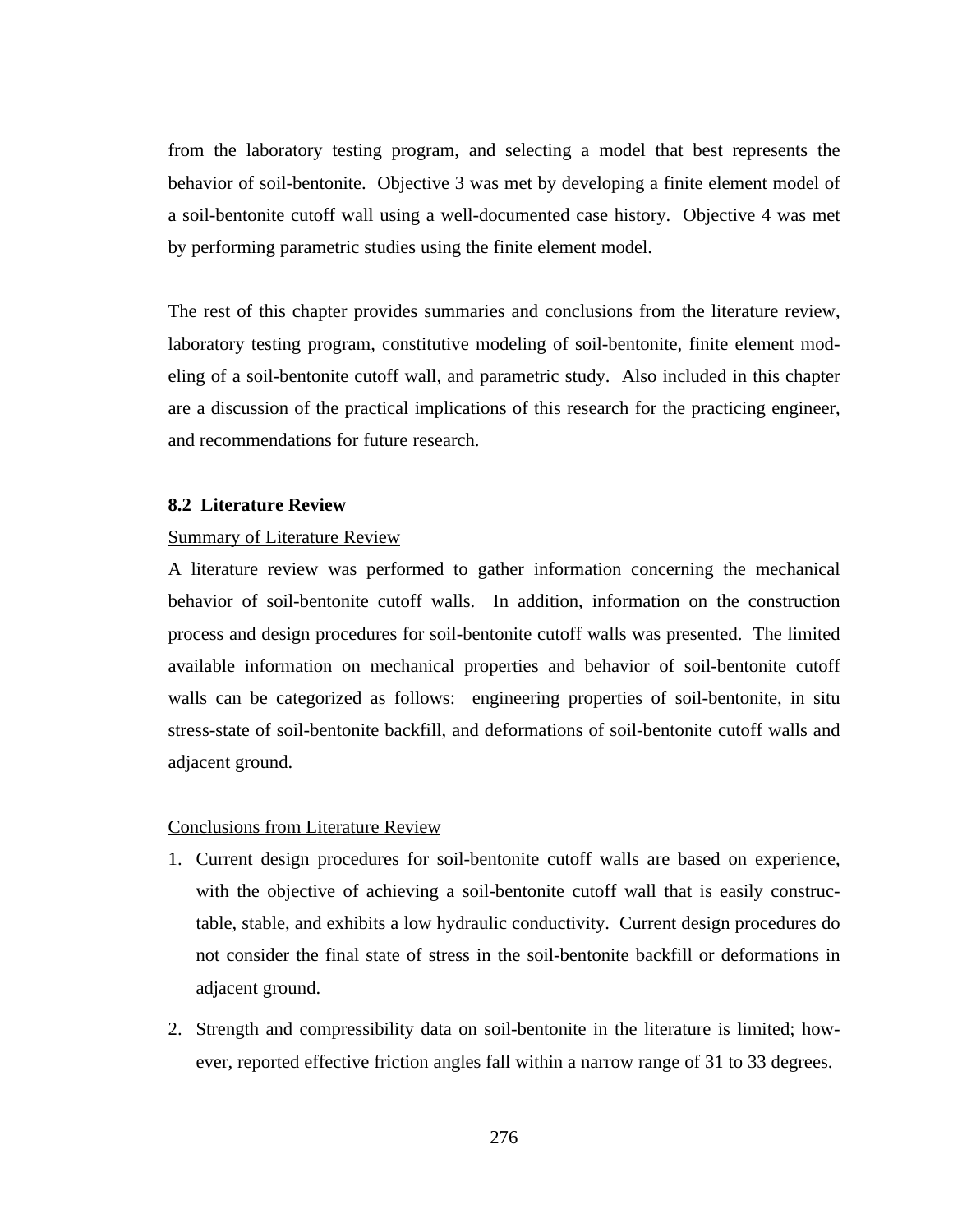from the laboratory testing program, and selecting a model that best represents the behavior of soil-bentonite. Objective 3 was met by developing a finite element model of a soil-bentonite cutoff wall using a well-documented case history. Objective 4 was met by performing parametric studies using the finite element model.

The rest of this chapter provides summaries and conclusions from the literature review, laboratory testing program, constitutive modeling of soil-bentonite, finite element modeling of a soil-bentonite cutoff wall, and parametric study. Also included in this chapter are a discussion of the practical implications of this research for the practicing engineer, and recommendations for future research.

## 8.2 Literature Review

<u>Summary of Literature Review</u>

A literature review was performed to gather information concerning the mechanical behavior of soil-bentonite cutoff walls. In addition, information on the construction process and design procedures for soil-bentonite cutoff walls was presented. The limited available information on mechanical properties and behavior of soil-bentonite cutoff walls can be categorized as follows: engineering properties of soil-bentonite, in situ stress-state of soil-bentonite backfill, and deformations of soil-bentonite cutoff walls and adjacent ground.

<u>Conclusions from Literature Review</u>

1. Current design procedures for soil-bentonite cutoff walls are based on experience, with the objective of achieving a soil-bentonite cutoff wall that is easily constructable, stable, and exhibits a low hydraulic conductivity. Current design procedures do not consider the final state of stress in the soil-bentonite backfill or deformations in adjacent ground.
2. Strength and compressibility data on soil-bentonite in the literature is limited; however, reported effective friction angles fall within a narrow range of 31 to 33 degrees.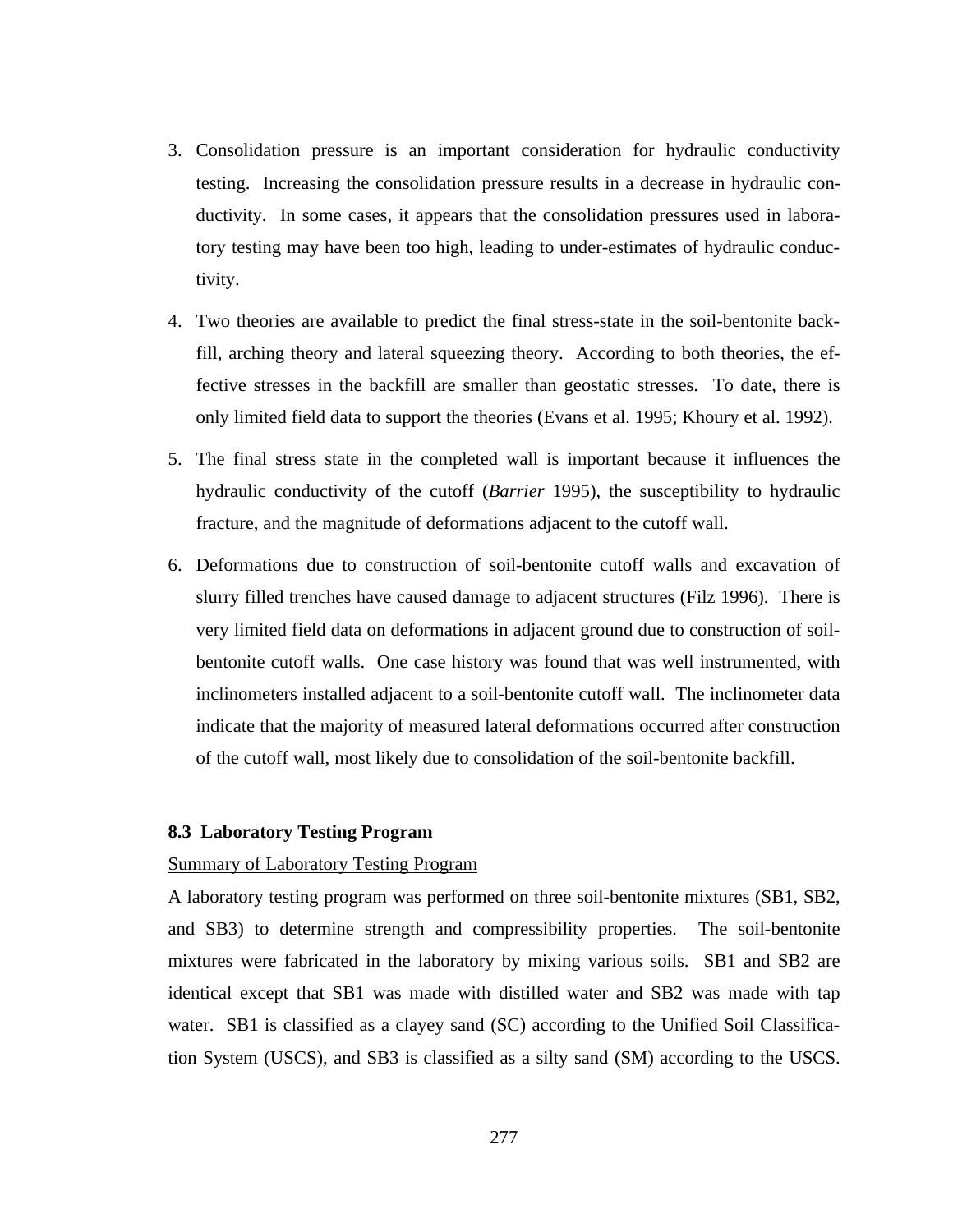3. Consolidation pressure is an important consideration for hydraulic conductivity testing. Increasing the consolidation pressure results in a decrease in hydraulic conductivity. In some cases, it appears that the consolidation pressures used in laboratory testing may have been too high, leading to under-estimates of hydraulic conductivity.
4. Two theories are available to predict the final stress-state in the soil-bentonite backfill, arching theory and lateral squeezing theory. According to both theories, the effective stresses in the backfill are smaller than geostatic stresses. To date, there is only limited field data to support the theories (Evans et al. 1995; Khoury et al. 1992).
5. The final stress state in the completed wall is important because it influences the hydraulic conductivity of the cutoff (*Barrier* 1995), the susceptibility to hydraulic fracture, and the magnitude of deformations adjacent to the cutoff wall.
6. Deformations due to construction of soil-bentonite cutoff walls and excavation of slurry filled trenches have caused damage to adjacent structures (Filz 1996). There is very limited field data on deformations in adjacent ground due to construction of soil-bentonite cutoff walls. One case history was found that was well instrumented, with inclinometers installed adjacent to a soil-bentonite cutoff wall. The inclinometer data indicate that the majority of measured lateral deformations occurred after construction of the cutoff wall, most likely due to consolidation of the soil-bentonite backfill.

### 8.3 Laboratory Testing Program

<u>Summary of Laboratory Testing Program</u>

A laboratory testing program was performed on three soil-bentonite mixtures (SB1, SB2, and SB3) to determine strength and compressibility properties. The soil-bentonite mixtures were fabricated in the laboratory by mixing various soils. SB1 and SB2 are identical except that SB1 was made with distilled water and SB2 was made with tap water. SB1 is classified as a clayey sand (SC) according to the Unified Soil Classification System (USCS), and SB3 is classified as a silty sand (SM) according to the USCS.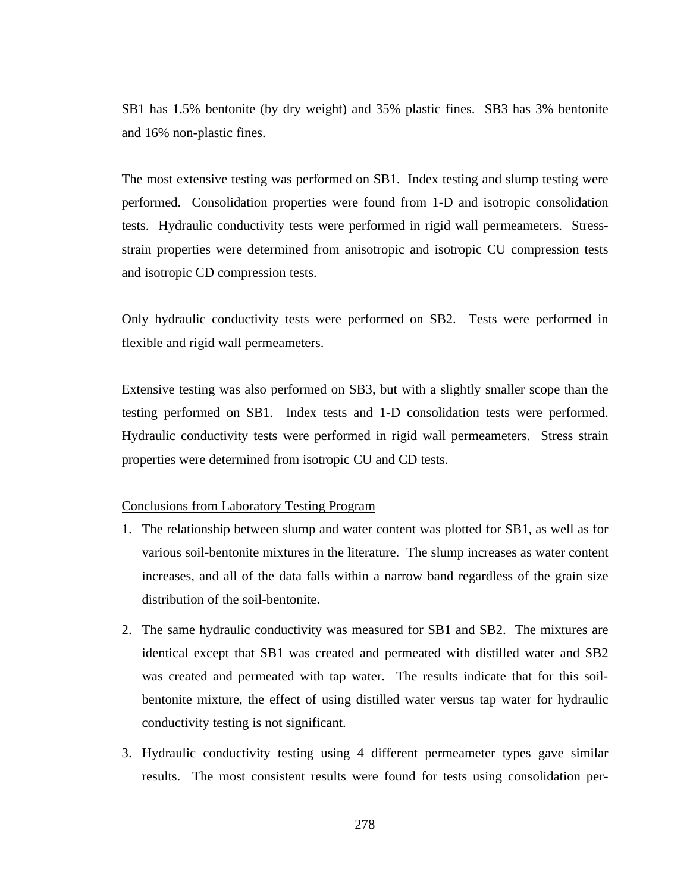SB1 has 1.5% bentonite (by dry weight) and 35% plastic fines.  SB3 has 3% bentonite and 16% non-plastic fines.

The most extensive testing was performed on SB1.  Index testing and slump testing were performed.  Consolidation properties were found from 1-D and isotropic consolidation tests.  Hydraulic conductivity tests were performed in rigid wall permeameters.  Stress-strain properties were determined from anisotropic and isotropic CU compression tests and isotropic CD compression tests.

Only hydraulic conductivity tests were performed on SB2.  Tests were performed in flexible and rigid wall permeameters.

Extensive testing was also performed on SB3, but with a slightly smaller scope than the testing performed on SB1.  Index tests and 1-D consolidation tests were performed. Hydraulic conductivity tests were performed in rigid wall permeameters.  Stress strain properties were determined from isotropic CU and CD tests.

Conclusions from Laboratory Testing Program

1. The relationship between slump and water content was plotted for SB1, as well as for various soil-bentonite mixtures in the literature.  The slump increases as water content increases, and all of the data falls within a narrow band regardless of the grain size distribution of the soil-bentonite.

2. The same hydraulic conductivity was measured for SB1 and SB2.  The mixtures are identical except that SB1 was created and permeated with distilled water and SB2 was created and permeated with tap water.  The results indicate that for this soil-bentonite mixture, the effect of using distilled water versus tap water for hydraulic conductivity testing is not significant.

3. Hydraulic conductivity testing using 4 different permeameter types gave similar results.  The most consistent results were found for tests using consolidation per-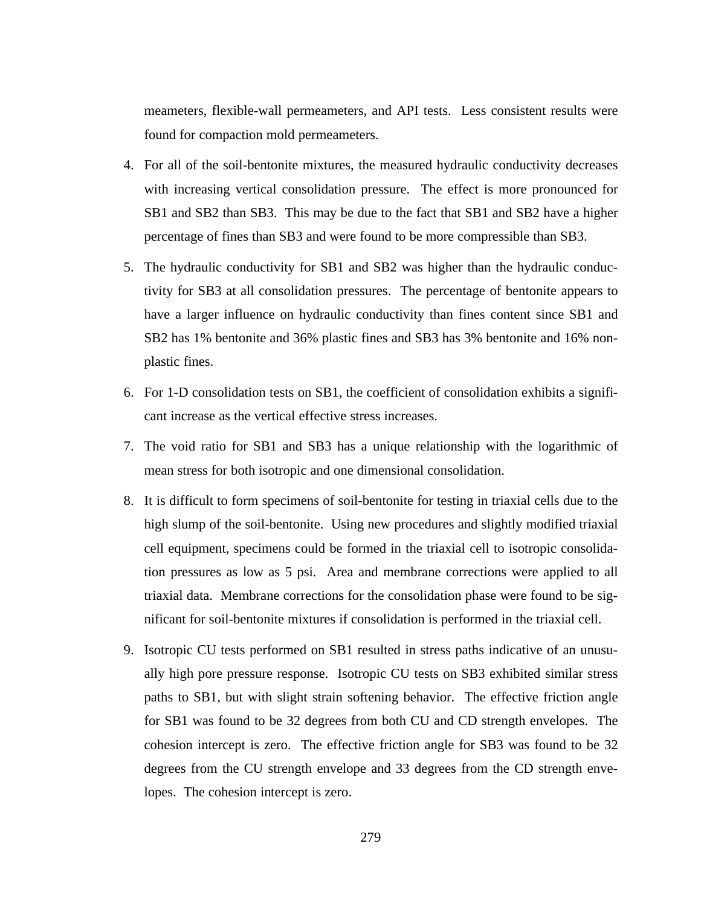meameters, flexible-wall permeameters, and API tests. Less consistent results were found for compaction mold permeameters.

4. For all of the soil-bentonite mixtures, the measured hydraulic conductivity decreases with increasing vertical consolidation pressure. The effect is more pronounced for SB1 and SB2 than SB3. This may be due to the fact that SB1 and SB2 have a higher percentage of fines than SB3 and were found to be more compressible than SB3.

5. The hydraulic conductivity for SB1 and SB2 was higher than the hydraulic conductivity for SB3 at all consolidation pressures. The percentage of bentonite appears to have a larger influence on hydraulic conductivity than fines content since SB1 and SB2 has 1% bentonite and 36% plastic fines and SB3 has 3% bentonite and 16% non-plastic fines.

6. For 1-D consolidation tests on SB1, the coefficient of consolidation exhibits a significant increase as the vertical effective stress increases.

7. The void ratio for SB1 and SB3 has a unique relationship with the logarithmic of mean stress for both isotropic and one dimensional consolidation.

8. It is difficult to form specimens of soil-bentonite for testing in triaxial cells due to the high slump of the soil-bentonite. Using new procedures and slightly modified triaxial cell equipment, specimens could be formed in the triaxial cell to isotropic consolidation pressures as low as 5 psi. Area and membrane corrections were applied to all triaxial data. Membrane corrections for the consolidation phase were found to be significant for soil-bentonite mixtures if consolidation is performed in the triaxial cell.

9. Isotropic CU tests performed on SB1 resulted in stress paths indicative of an unusually high pore pressure response. Isotropic CU tests on SB3 exhibited similar stress paths to SB1, but with slight strain softening behavior. The effective friction angle for SB1 was found to be 32 degrees from both CU and CD strength envelopes. The cohesion intercept is zero. The effective friction angle for SB3 was found to be 32 degrees from the CU strength envelope and 33 degrees from the CD strength envelopes. The cohesion intercept is zero.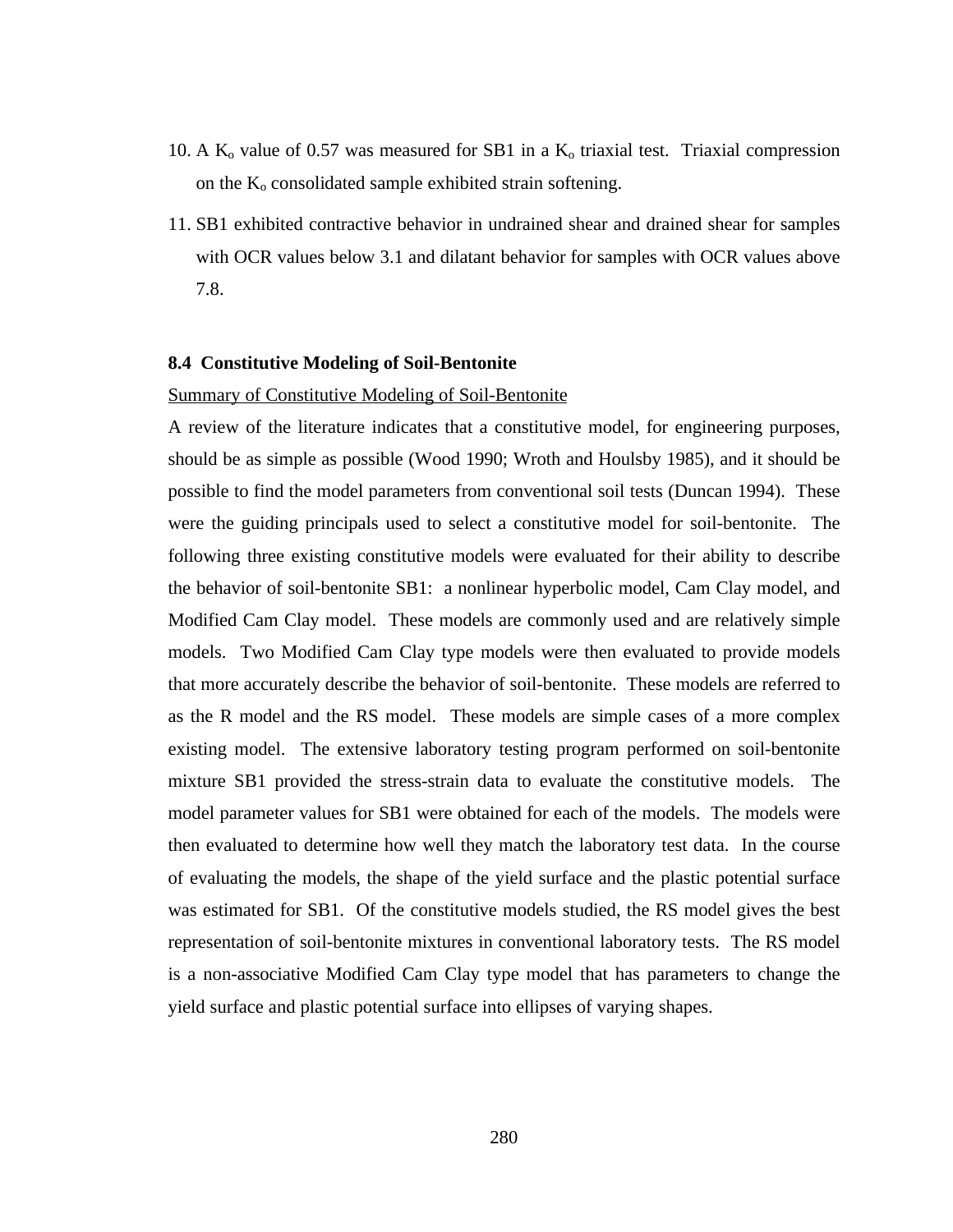10. A $K_o$ value of 0.57 was measured for SB1 in a $K_o$ triaxial test. Triaxial compression on the $K_o$ consolidated sample exhibited strain softening.
11. SB1 exhibited contractive behavior in undrained shear and drained shear for samples with OCR values below 3.1 and dilatant behavior for samples with OCR values above 7.8.

### 8.4 Constitutive Modeling of Soil-Bentonite

<u>Summary of Constitutive Modeling of Soil-Bentonite</u>

A review of the literature indicates that a constitutive model, for engineering purposes, should be as simple as possible (Wood 1990; Wroth and Houlsby 1985), and it should be possible to find the model parameters from conventional soil tests (Duncan 1994). These were the guiding principals used to select a constitutive model for soil-bentonite. The following three existing constitutive models were evaluated for their ability to describe the behavior of soil-bentonite SB1: a nonlinear hyperbolic model, Cam Clay model, and Modified Cam Clay model. These models are commonly used and are relatively simple models. Two Modified Cam Clay type models were then evaluated to provide models that more accurately describe the behavior of soil-bentonite. These models are referred to as the R model and the RS model. These models are simple cases of a more complex existing model. The extensive laboratory testing program performed on soil-bentonite mixture SB1 provided the stress-strain data to evaluate the constitutive models. The model parameter values for SB1 were obtained for each of the models. The models were then evaluated to determine how well they match the laboratory test data. In the course of evaluating the models, the shape of the yield surface and the plastic potential surface was estimated for SB1. Of the constitutive models studied, the RS model gives the best representation of soil-bentonite mixtures in conventional laboratory tests. The RS model is a non-associative Modified Cam Clay type model that has parameters to change the yield surface and plastic potential surface into ellipses of varying shapes.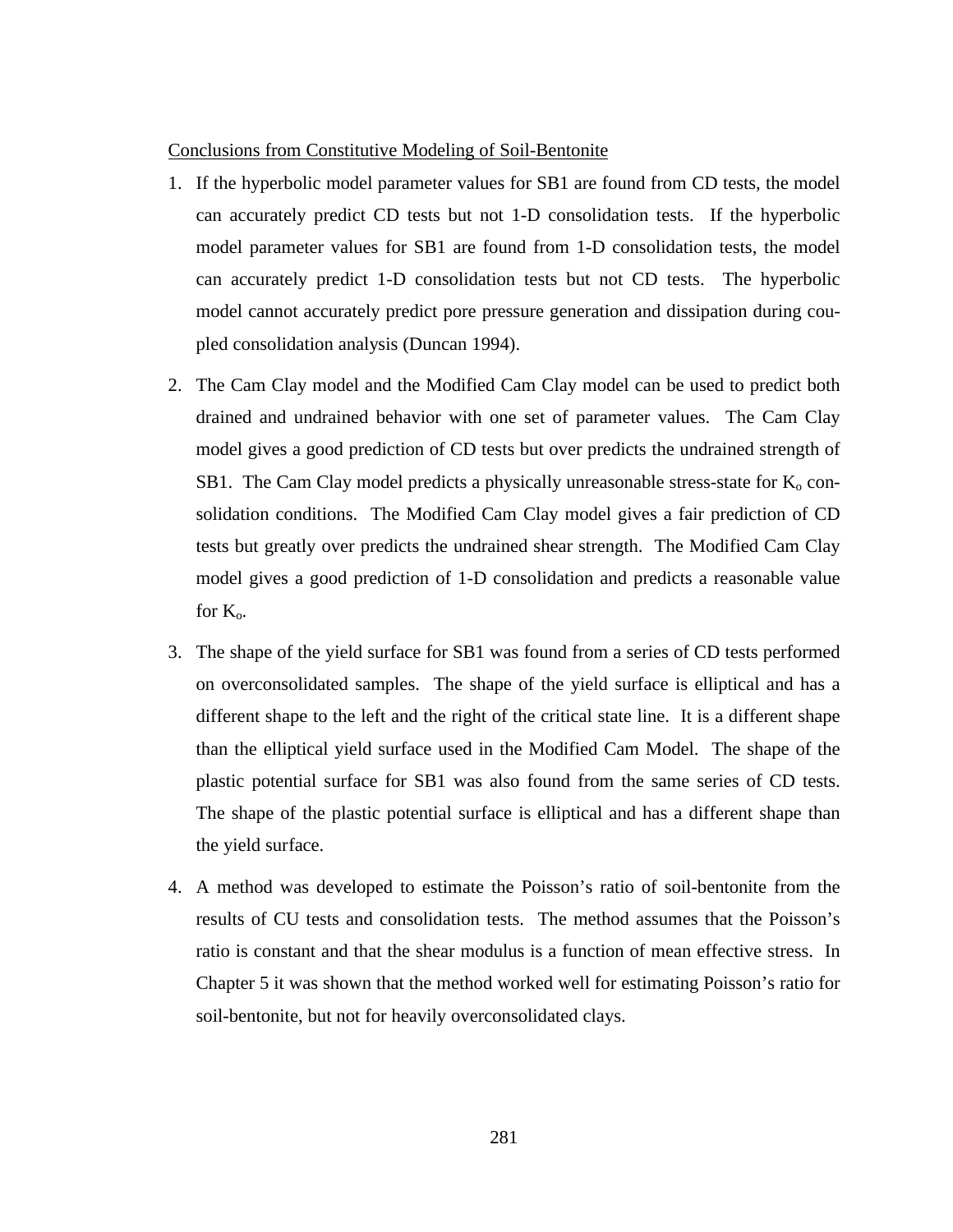Conclusions from Constitutive Modeling of Soil-Bentonite

1. If the hyperbolic model parameter values for SB1 are found from CD tests, the model can accurately predict CD tests but not 1-D consolidation tests. If the hyperbolic model parameter values for SB1 are found from 1-D consolidation tests, the model can accurately predict 1-D consolidation tests but not CD tests. The hyperbolic model cannot accurately predict pore pressure generation and dissipation during coupled consolidation analysis (Duncan 1994).

2. The Cam Clay model and the Modified Cam Clay model can be used to predict both drained and undrained behavior with one set of parameter values. The Cam Clay model gives a good prediction of CD tests but over predicts the undrained strength of SB1. The Cam Clay model predicts a physically unreasonable stress-state for $K_o$ consolidation conditions. The Modified Cam Clay model gives a fair prediction of CD tests but greatly over predicts the undrained shear strength. The Modified Cam Clay model gives a good prediction of 1-D consolidation and predicts a reasonable value for $K_o$.

3. The shape of the yield surface for SB1 was found from a series of CD tests performed on overconsolidated samples. The shape of the yield surface is elliptical and has a different shape to the left and the right of the critical state line. It is a different shape than the elliptical yield surface used in the Modified Cam Model. The shape of the plastic potential surface for SB1 was also found from the same series of CD tests. The shape of the plastic potential surface is elliptical and has a different shape than the yield surface.

4. A method was developed to estimate the Poisson's ratio of soil-bentonite from the results of CU tests and consolidation tests. The method assumes that the Poisson's ratio is constant and that the shear modulus is a function of mean effective stress. In Chapter 5 it was shown that the method worked well for estimating Poisson's ratio for soil-bentonite, but not for heavily overconsolidated clays.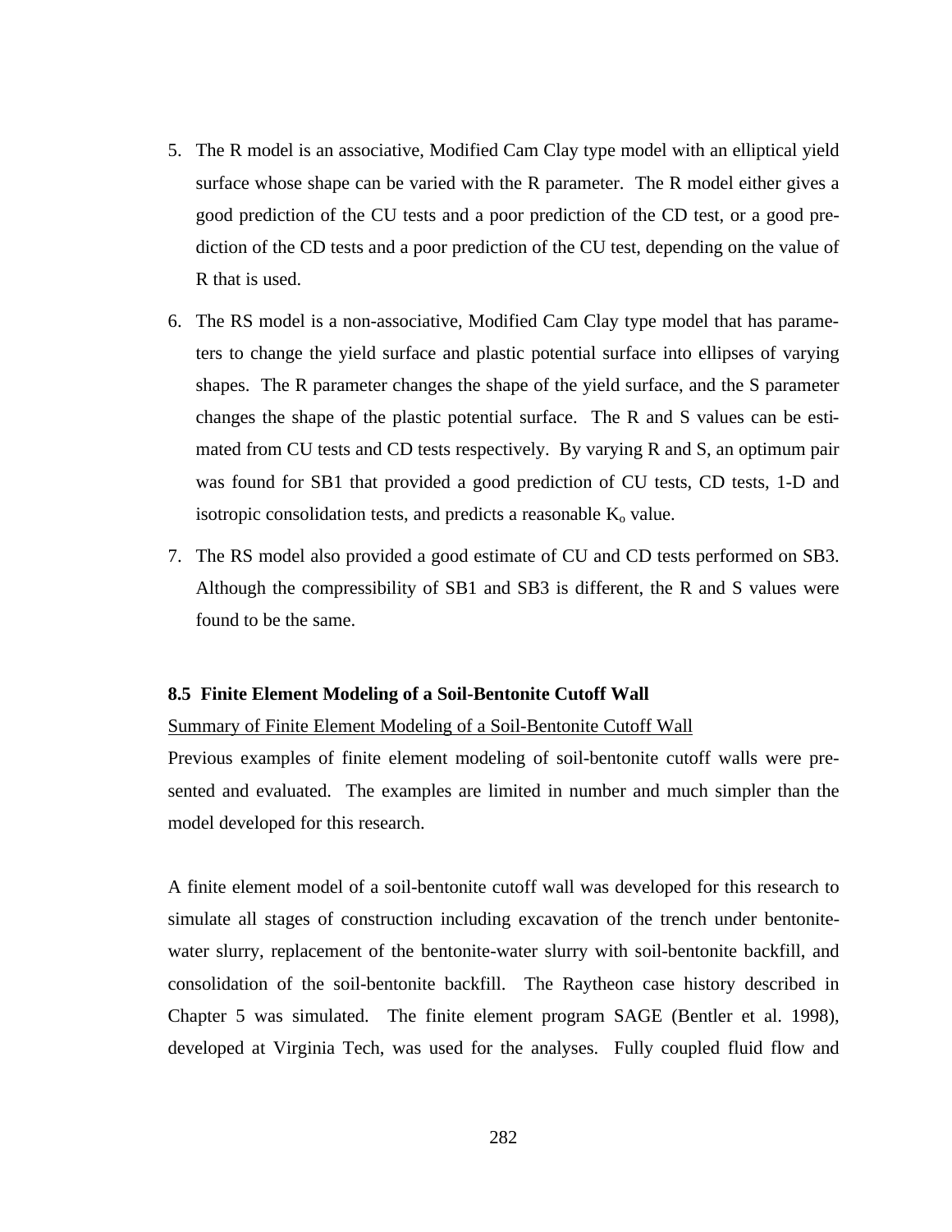5. The R model is an associative, Modified Cam Clay type model with an elliptical yield surface whose shape can be varied with the R parameter. The R model either gives a good prediction of the CU tests and a poor prediction of the CD test, or a good prediction of the CD tests and a poor prediction of the CU test, depending on the value of R that is used.

6. The RS model is a non-associative, Modified Cam Clay type model that has parameters to change the yield surface and plastic potential surface into ellipses of varying shapes. The R parameter changes the shape of the yield surface, and the S parameter changes the shape of the plastic potential surface. The R and S values can be estimated from CU tests and CD tests respectively. By varying R and S, an optimum pair was found for SB1 that provided a good prediction of CU tests, CD tests, 1-D and isotropic consolidation tests, and predicts a reasonable $K_o$ value.

7. The RS model also provided a good estimate of CU and CD tests performed on SB3. Although the compressibility of SB1 and SB3 is different, the R and S values were found to be the same.

### 8.5 Finite Element Modeling of a Soil-Bentonite Cutoff Wall

Summary of Finite Element Modeling of a Soil-Bentonite Cutoff Wall

Previous examples of finite element modeling of soil-bentonite cutoff walls were presented and evaluated. The examples are limited in number and much simpler than the model developed for this research.

A finite element model of a soil-bentonite cutoff wall was developed for this research to simulate all stages of construction including excavation of the trench under bentonite-water slurry, replacement of the bentonite-water slurry with soil-bentonite backfill, and consolidation of the soil-bentonite backfill. The Raytheon case history described in Chapter 5 was simulated. The finite element program SAGE (Bentler et al. 1998), developed at Virginia Tech, was used for the analyses. Fully coupled fluid flow and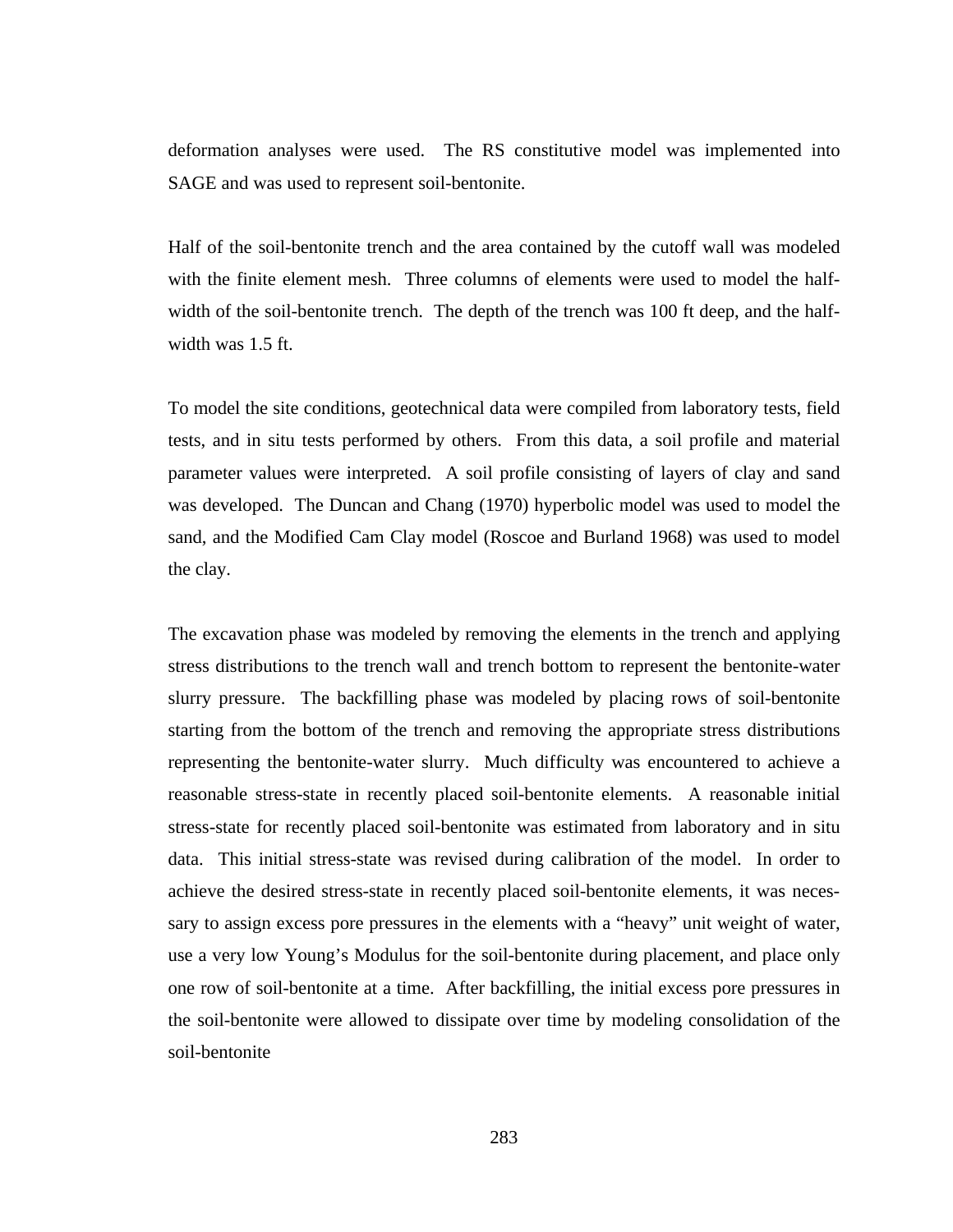deformation analyses were used. The RS constitutive model was implemented into SAGE and was used to represent soil-bentonite.

Half of the soil-bentonite trench and the area contained by the cutoff wall was modeled with the finite element mesh. Three columns of elements were used to model the half-width of the soil-bentonite trench. The depth of the trench was 100 ft deep, and the half-width was 1.5 ft.

To model the site conditions, geotechnical data were compiled from laboratory tests, field tests, and in situ tests performed by others. From this data, a soil profile and material parameter values were interpreted. A soil profile consisting of layers of clay and sand was developed. The Duncan and Chang (1970) hyperbolic model was used to model the sand, and the Modified Cam Clay model (Roscoe and Burland 1968) was used to model the clay.

The excavation phase was modeled by removing the elements in the trench and applying stress distributions to the trench wall and trench bottom to represent the bentonite-water slurry pressure. The backfilling phase was modeled by placing rows of soil-bentonite starting from the bottom of the trench and removing the appropriate stress distributions representing the bentonite-water slurry. Much difficulty was encountered to achieve a reasonable stress-state in recently placed soil-bentonite elements. A reasonable initial stress-state for recently placed soil-bentonite was estimated from laboratory and in situ data. This initial stress-state was revised during calibration of the model. In order to achieve the desired stress-state in recently placed soil-bentonite elements, it was necessary to assign excess pore pressures in the elements with a "heavy" unit weight of water, use a very low Young's Modulus for the soil-bentonite during placement, and place only one row of soil-bentonite at a time. After backfilling, the initial excess pore pressures in the soil-bentonite were allowed to dissipate over time by modeling consolidation of the soil-bentonite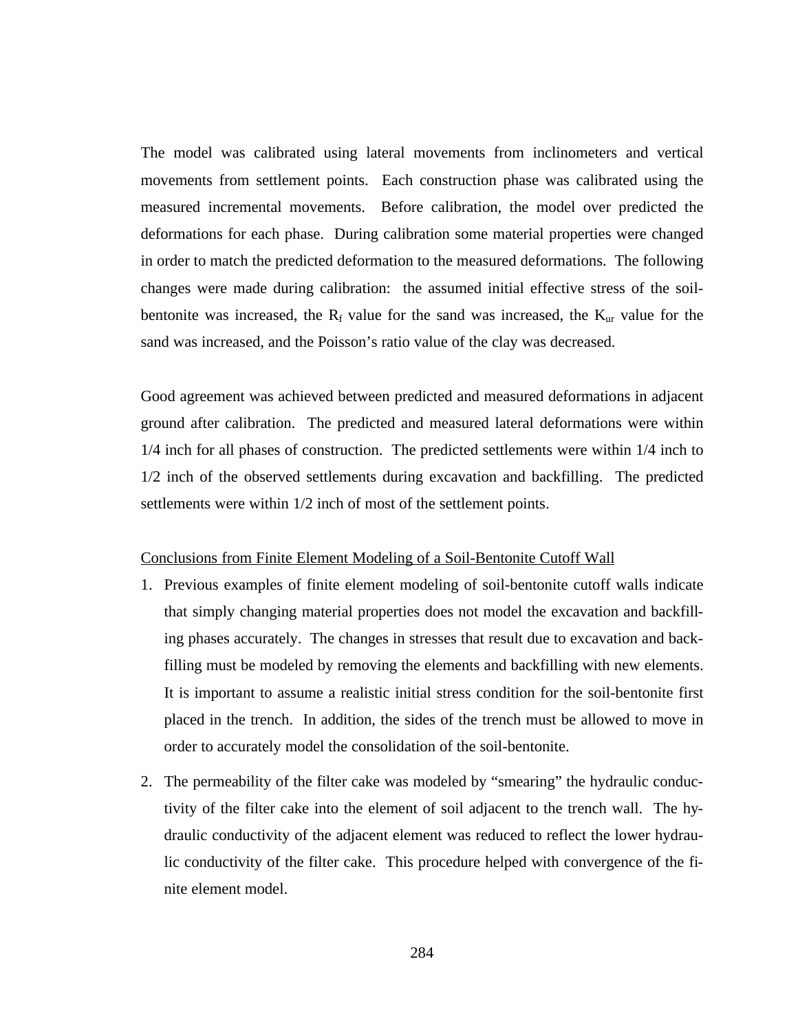The model was calibrated using lateral movements from inclinometers and vertical movements from settlement points. Each construction phase was calibrated using the measured incremental movements. Before calibration, the model over predicted the deformations for each phase. During calibration some material properties were changed in order to match the predicted deformation to the measured deformations. The following changes were made during calibration: the assumed initial effective stress of the soil-bentonite was increased, the $R_f$ value for the sand was increased, the $K_{ur}$ value for the sand was increased, and the Poisson's ratio value of the clay was decreased.

Good agreement was achieved between predicted and measured deformations in adjacent ground after calibration. The predicted and measured lateral deformations were within 1/4 inch for all phases of construction. The predicted settlements were within 1/4 inch to 1/2 inch of the observed settlements during excavation and backfilling. The predicted settlements were within 1/2 inch of most of the settlement points.

Conclusions from Finite Element Modeling of a Soil-Bentonite Cutoff Wall

1. Previous examples of finite element modeling of soil-bentonite cutoff walls indicate that simply changing material properties does not model the excavation and backfilling phases accurately. The changes in stresses that result due to excavation and backfilling must be modeled by removing the elements and backfilling with new elements. It is important to assume a realistic initial stress condition for the soil-bentonite first placed in the trench. In addition, the sides of the trench must be allowed to move in order to accurately model the consolidation of the soil-bentonite.

2. The permeability of the filter cake was modeled by "smearing" the hydraulic conductivity of the filter cake into the element of soil adjacent to the trench wall. The hydraulic conductivity of the adjacent element was reduced to reflect the lower hydraulic conductivity of the filter cake. This procedure helped with convergence of the finite element model.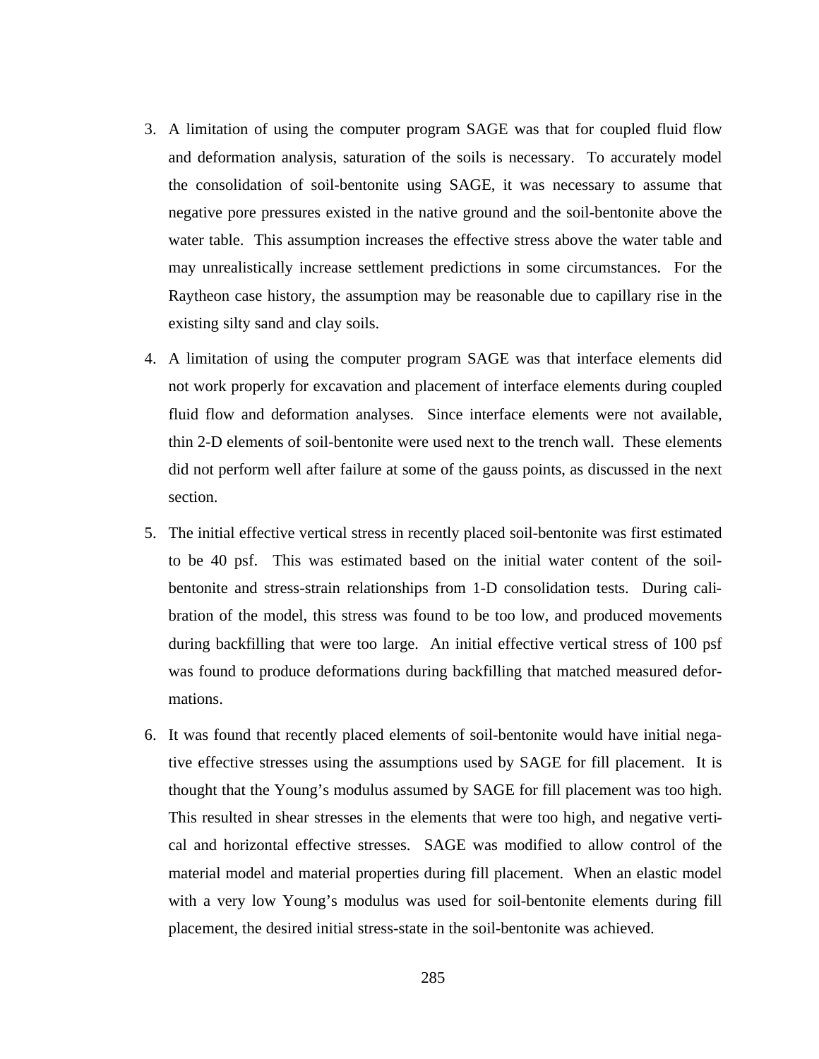3. A limitation of using the computer program SAGE was that for coupled fluid flow and deformation analysis, saturation of the soils is necessary. To accurately model the consolidation of soil-bentonite using SAGE, it was necessary to assume that negative pore pressures existed in the native ground and the soil-bentonite above the water table. This assumption increases the effective stress above the water table and may unrealistically increase settlement predictions in some circumstances. For the Raytheon case history, the assumption may be reasonable due to capillary rise in the existing silty sand and clay soils.

4. A limitation of using the computer program SAGE was that interface elements did not work properly for excavation and placement of interface elements during coupled fluid flow and deformation analyses. Since interface elements were not available, thin 2-D elements of soil-bentonite were used next to the trench wall. These elements did not perform well after failure at some of the gauss points, as discussed in the next section.

5. The initial effective vertical stress in recently placed soil-bentonite was first estimated to be 40 psf. This was estimated based on the initial water content of the soil-bentonite and stress-strain relationships from 1-D consolidation tests. During calibration of the model, this stress was found to be too low, and produced movements during backfilling that were too large. An initial effective vertical stress of 100 psf was found to produce deformations during backfilling that matched measured deformations.

6. It was found that recently placed elements of soil-bentonite would have initial negative effective stresses using the assumptions used by SAGE for fill placement. It is thought that the Young's modulus assumed by SAGE for fill placement was too high. This resulted in shear stresses in the elements that were too high, and negative vertical and horizontal effective stresses. SAGE was modified to allow control of the material model and material properties during fill placement. When an elastic model with a very low Young's modulus was used for soil-bentonite elements during fill placement, the desired initial stress-state in the soil-bentonite was achieved.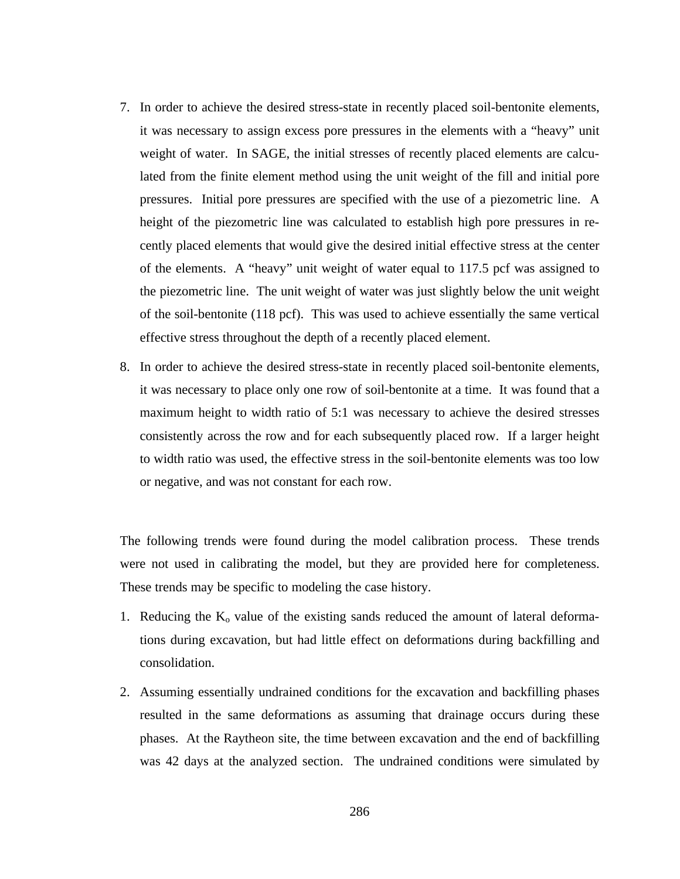7. In order to achieve the desired stress-state in recently placed soil-bentonite elements, it was necessary to assign excess pore pressures in the elements with a "heavy" unit weight of water. In SAGE, the initial stresses of recently placed elements are calculated from the finite element method using the unit weight of the fill and initial pore pressures. Initial pore pressures are specified with the use of a piezometric line. A height of the piezometric line was calculated to establish high pore pressures in recently placed elements that would give the desired initial effective stress at the center of the elements. A "heavy" unit weight of water equal to 117.5 pcf was assigned to the piezometric line. The unit weight of water was just slightly below the unit weight of the soil-bentonite (118 pcf). This was used to achieve essentially the same vertical effective stress throughout the depth of a recently placed element.

8. In order to achieve the desired stress-state in recently placed soil-bentonite elements, it was necessary to place only one row of soil-bentonite at a time. It was found that a maximum height to width ratio of 5:1 was necessary to achieve the desired stresses consistently across the row and for each subsequently placed row. If a larger height to width ratio was used, the effective stress in the soil-bentonite elements was too low or negative, and was not constant for each row.

The following trends were found during the model calibration process. These trends were not used in calibrating the model, but they are provided here for completeness. These trends may be specific to modeling the case history.

1. Reducing the $K_o$ value of the existing sands reduced the amount of lateral deformations during excavation, but had little effect on deformations during backfilling and consolidation.

2. Assuming essentially undrained conditions for the excavation and backfilling phases resulted in the same deformations as assuming that drainage occurs during these phases. At the Raytheon site, the time between excavation and the end of backfilling was 42 days at the analyzed section. The undrained conditions were simulated by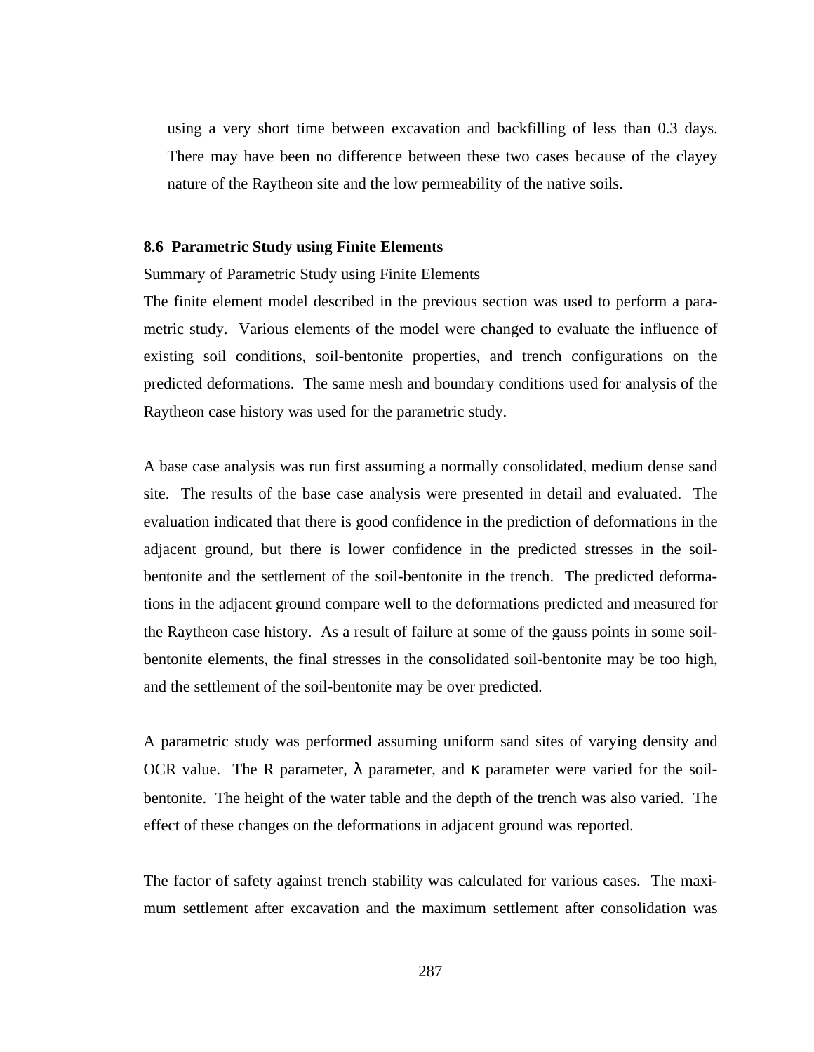using a very short time between excavation and backfilling of less than 0.3 days. There may have been no difference between these two cases because of the clayey nature of the Raytheon site and the low permeability of the native soils.

### 8.6 Parametric Study using Finite Elements

Summary of Parametric Study using Finite Elements

The finite element model described in the previous section was used to perform a parametric study. Various elements of the model were changed to evaluate the influence of existing soil conditions, soil-bentonite properties, and trench configurations on the predicted deformations. The same mesh and boundary conditions used for analysis of the Raytheon case history was used for the parametric study.

A base case analysis was run first assuming a normally consolidated, medium dense sand site. The results of the base case analysis were presented in detail and evaluated. The evaluation indicated that there is good confidence in the prediction of deformations in the adjacent ground, but there is lower confidence in the predicted stresses in the soil-bentonite and the settlement of the soil-bentonite in the trench. The predicted deformations in the adjacent ground compare well to the deformations predicted and measured for the Raytheon case history. As a result of failure at some of the gauss points in some soil-bentonite elements, the final stresses in the consolidated soil-bentonite may be too high, and the settlement of the soil-bentonite may be over predicted.

A parametric study was performed assuming uniform sand sites of varying density and OCR value. The R parameter, $\lambda$ parameter, and $\kappa$ parameter were varied for the soil-bentonite. The height of the water table and the depth of the trench was also varied. The effect of these changes on the deformations in adjacent ground was reported.

The factor of safety against trench stability was calculated for various cases. The maximum settlement after excavation and the maximum settlement after consolidation was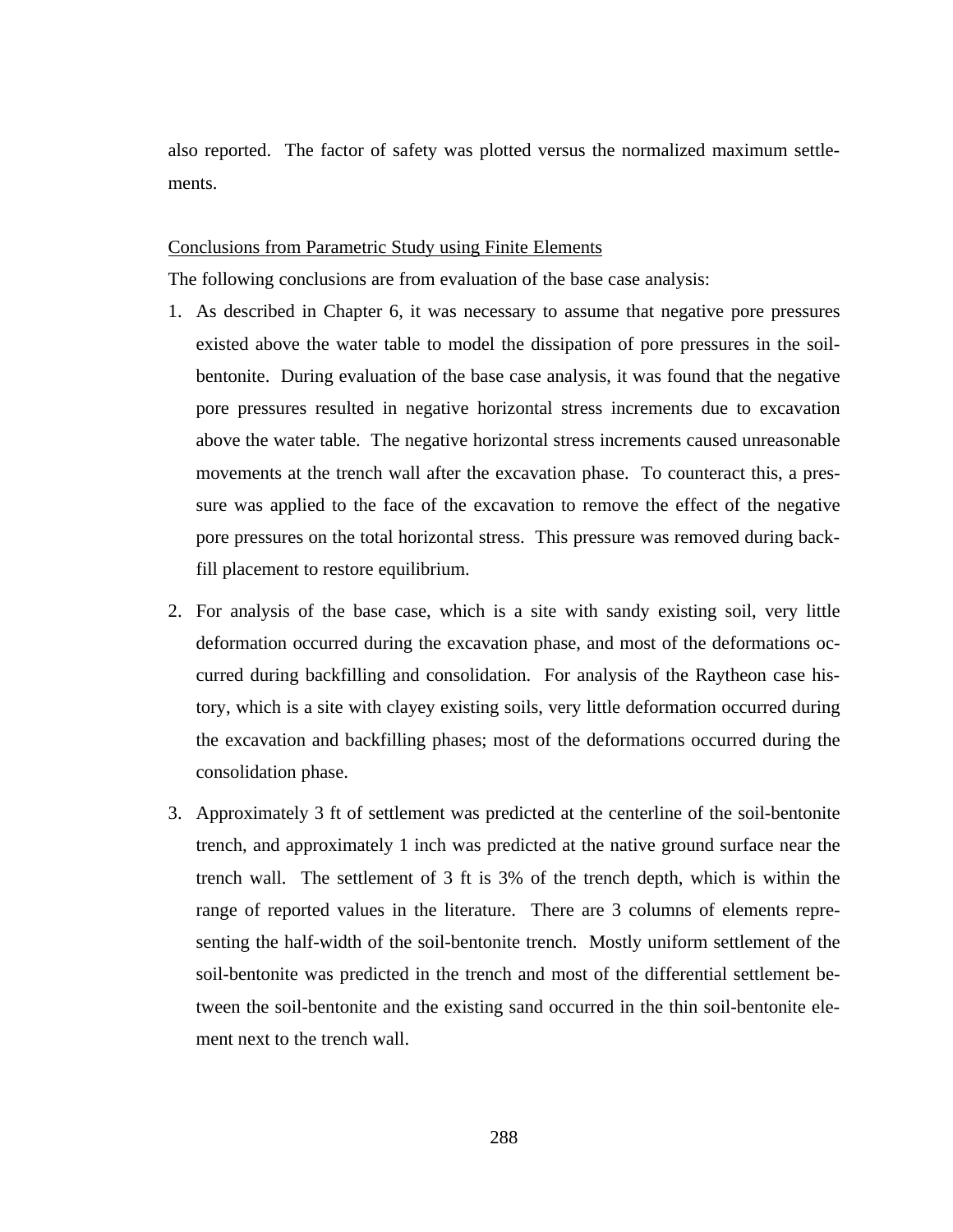also reported. The factor of safety was plotted versus the normalized maximum settlements.

Conclusions from Parametric Study using Finite Elements

The following conclusions are from evaluation of the base case analysis:

1. As described in Chapter 6, it was necessary to assume that negative pore pressures existed above the water table to model the dissipation of pore pressures in the soil-bentonite. During evaluation of the base case analysis, it was found that the negative pore pressures resulted in negative horizontal stress increments due to excavation above the water table. The negative horizontal stress increments caused unreasonable movements at the trench wall after the excavation phase. To counteract this, a pressure was applied to the face of the excavation to remove the effect of the negative pore pressures on the total horizontal stress. This pressure was removed during backfill placement to restore equilibrium.

2. For analysis of the base case, which is a site with sandy existing soil, very little deformation occurred during the excavation phase, and most of the deformations occurred during backfilling and consolidation. For analysis of the Raytheon case history, which is a site with clayey existing soils, very little deformation occurred during the excavation and backfilling phases; most of the deformations occurred during the consolidation phase.

3. Approximately 3 ft of settlement was predicted at the centerline of the soil-bentonite trench, and approximately 1 inch was predicted at the native ground surface near the trench wall. The settlement of 3 ft is 3% of the trench depth, which is within the range of reported values in the literature. There are 3 columns of elements representing the half-width of the soil-bentonite trench. Mostly uniform settlement of the soil-bentonite was predicted in the trench and most of the differential settlement between the soil-bentonite and the existing sand occurred in the thin soil-bentonite element next to the trench wall.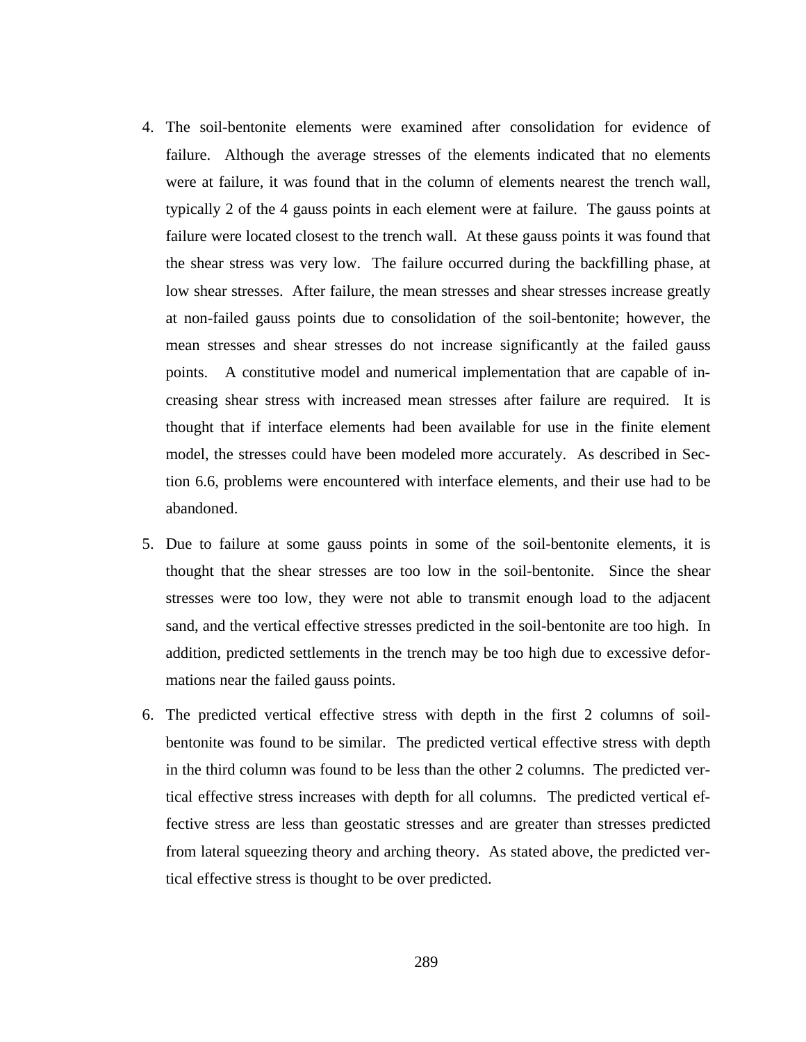4. The soil-bentonite elements were examined after consolidation for evidence of failure. Although the average stresses of the elements indicated that no elements were at failure, it was found that in the column of elements nearest the trench wall, typically 2 of the 4 gauss points in each element were at failure. The gauss points at failure were located closest to the trench wall. At these gauss points it was found that the shear stress was very low. The failure occurred during the backfilling phase, at low shear stresses. After failure, the mean stresses and shear stresses increase greatly at non-failed gauss points due to consolidation of the soil-bentonite; however, the mean stresses and shear stresses do not increase significantly at the failed gauss points. A constitutive model and numerical implementation that are capable of increasing shear stress with increased mean stresses after failure are required. It is thought that if interface elements had been available for use in the finite element model, the stresses could have been modeled more accurately. As described in Section 6.6, problems were encountered with interface elements, and their use had to be abandoned.

5. Due to failure at some gauss points in some of the soil-bentonite elements, it is thought that the shear stresses are too low in the soil-bentonite. Since the shear stresses were too low, they were not able to transmit enough load to the adjacent sand, and the vertical effective stresses predicted in the soil-bentonite are too high. In addition, predicted settlements in the trench may be too high due to excessive deformations near the failed gauss points.

6. The predicted vertical effective stress with depth in the first 2 columns of soil-bentonite was found to be similar. The predicted vertical effective stress with depth in the third column was found to be less than the other 2 columns. The predicted vertical effective stress increases with depth for all columns. The predicted vertical effective stress are less than geostatic stresses and are greater than stresses predicted from lateral squeezing theory and arching theory. As stated above, the predicted vertical effective stress is thought to be over predicted.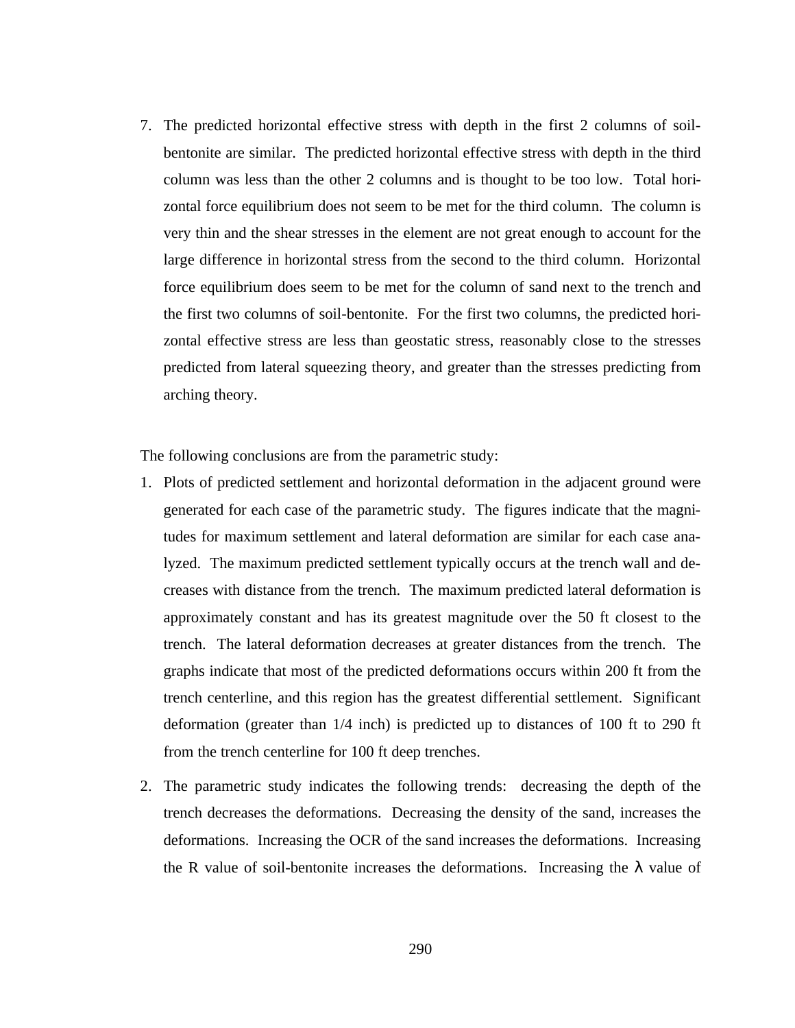7. The predicted horizontal effective stress with depth in the first 2 columns of soil-bentonite are similar. The predicted horizontal effective stress with depth in the third column was less than the other 2 columns and is thought to be too low. Total horizontal force equilibrium does not seem to be met for the third column. The column is very thin and the shear stresses in the element are not great enough to account for the large difference in horizontal stress from the second to the third column. Horizontal force equilibrium does seem to be met for the column of sand next to the trench and the first two columns of soil-bentonite. For the first two columns, the predicted horizontal effective stress are less than geostatic stress, reasonably close to the stresses predicted from lateral squeezing theory, and greater than the stresses predicting from arching theory.

The following conclusions are from the parametric study:

1. Plots of predicted settlement and horizontal deformation in the adjacent ground were generated for each case of the parametric study. The figures indicate that the magnitudes for maximum settlement and lateral deformation are similar for each case analyzed. The maximum predicted settlement typically occurs at the trench wall and decreases with distance from the trench. The maximum predicted lateral deformation is approximately constant and has its greatest magnitude over the 50 ft closest to the trench. The lateral deformation decreases at greater distances from the trench. The graphs indicate that most of the predicted deformations occurs within 200 ft from the trench centerline, and this region has the greatest differential settlement. Significant deformation (greater than 1/4 inch) is predicted up to distances of 100 ft to 290 ft from the trench centerline for 100 ft deep trenches.
2. The parametric study indicates the following trends: decreasing the depth of the trench decreases the deformations. Decreasing the density of the sand, increases the deformations. Increasing the OCR of the sand increases the deformations. Increasing the R value of soil-bentonite increases the deformations. Increasing the $\lambda$ value of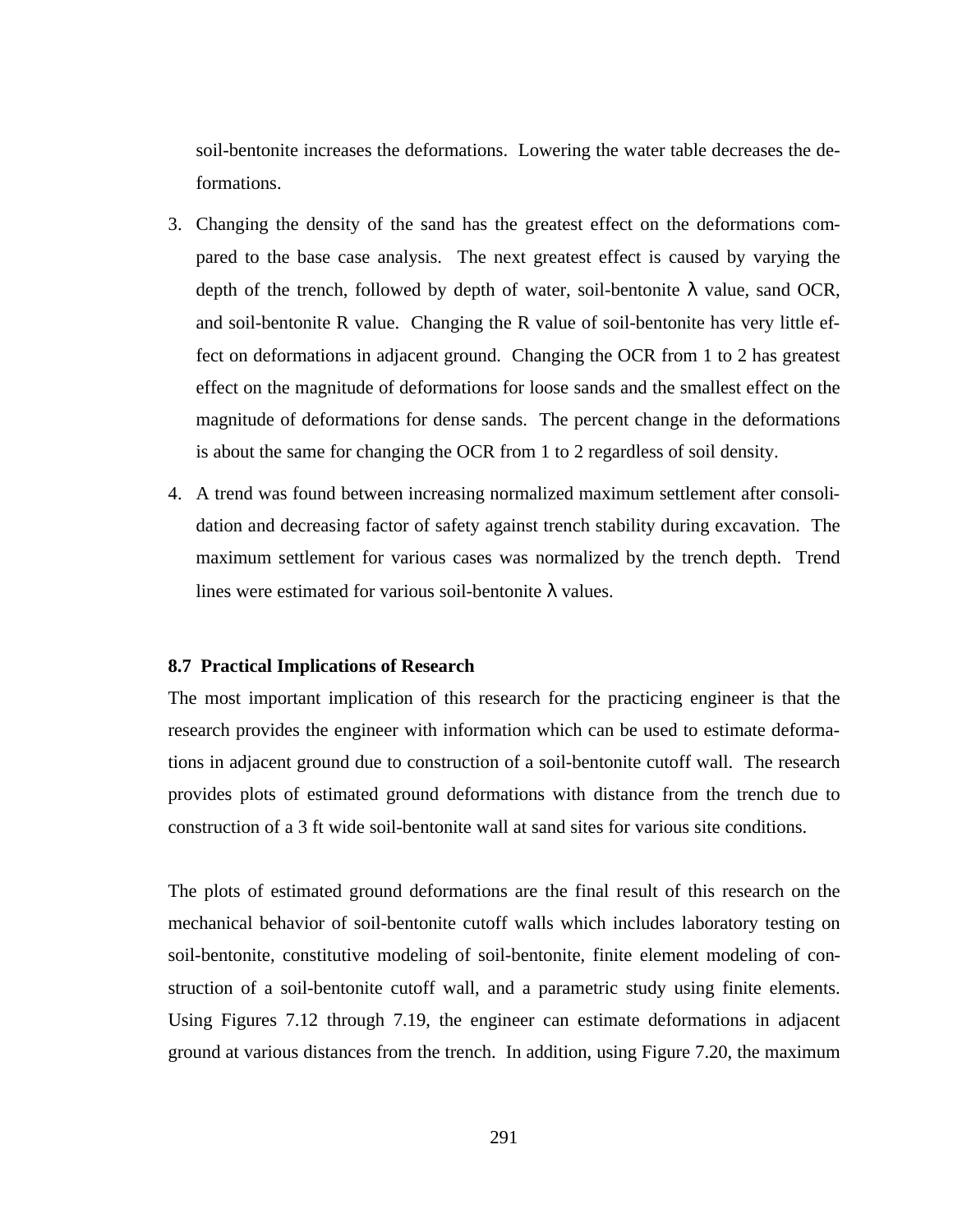soil-bentonite increases the deformations. Lowering the water table decreases the deformations.

3. Changing the density of the sand has the greatest effect on the deformations compared to the base case analysis. The next greatest effect is caused by varying the depth of the trench, followed by depth of water, soil-bentonite $\lambda$ value, sand OCR, and soil-bentonite R value. Changing the R value of soil-bentonite has very little effect on deformations in adjacent ground. Changing the OCR from 1 to 2 has greatest effect on the magnitude of deformations for loose sands and the smallest effect on the magnitude of deformations for dense sands. The percent change in the deformations is about the same for changing the OCR from 1 to 2 regardless of soil density.

4. A trend was found between increasing normalized maximum settlement after consolidation and decreasing factor of safety against trench stability during excavation. The maximum settlement for various cases was normalized by the trench depth. Trend lines were estimated for various soil-bentonite $\lambda$ values.

### 8.7 Practical Implications of Research

The most important implication of this research for the practicing engineer is that the research provides the engineer with information which can be used to estimate deformations in adjacent ground due to construction of a soil-bentonite cutoff wall. The research provides plots of estimated ground deformations with distance from the trench due to construction of a 3 ft wide soil-bentonite wall at sand sites for various site conditions.

The plots of estimated ground deformations are the final result of this research on the mechanical behavior of soil-bentonite cutoff walls which includes laboratory testing on soil-bentonite, constitutive modeling of soil-bentonite, finite element modeling of construction of a soil-bentonite cutoff wall, and a parametric study using finite elements. Using Figures 7.12 through 7.19, the engineer can estimate deformations in adjacent ground at various distances from the trench. In addition, using Figure 7.20, the maximum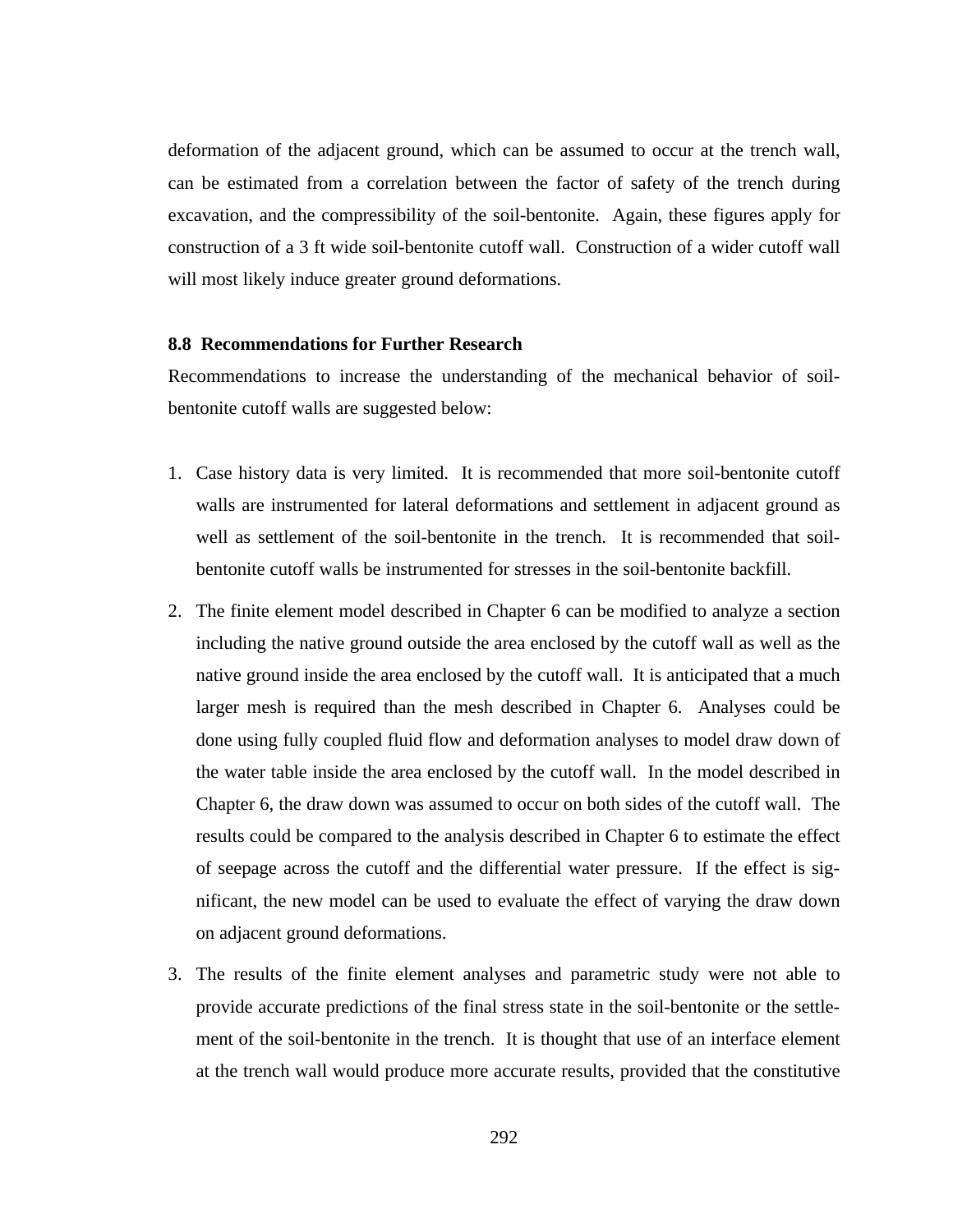deformation of the adjacent ground, which can be assumed to occur at the trench wall, can be estimated from a correlation between the factor of safety of the trench during excavation, and the compressibility of the soil-bentonite. Again, these figures apply for construction of a 3 ft wide soil-bentonite cutoff wall. Construction of a wider cutoff wall will most likely induce greater ground deformations.

### 8.8 Recommendations for Further Research

Recommendations to increase the understanding of the mechanical behavior of soil-bentonite cutoff walls are suggested below:

1. Case history data is very limited. It is recommended that more soil-bentonite cutoff walls are instrumented for lateral deformations and settlement in adjacent ground as well as settlement of the soil-bentonite in the trench. It is recommended that soil-bentonite cutoff walls be instrumented for stresses in the soil-bentonite backfill.
2. The finite element model described in Chapter 6 can be modified to analyze a section including the native ground outside the area enclosed by the cutoff wall as well as the native ground inside the area enclosed by the cutoff wall. It is anticipated that a much larger mesh is required than the mesh described in Chapter 6. Analyses could be done using fully coupled fluid flow and deformation analyses to model draw down of the water table inside the area enclosed by the cutoff wall. In the model described in Chapter 6, the draw down was assumed to occur on both sides of the cutoff wall. The results could be compared to the analysis described in Chapter 6 to estimate the effect of seepage across the cutoff and the differential water pressure. If the effect is significant, the new model can be used to evaluate the effect of varying the draw down on adjacent ground deformations.
3. The results of the finite element analyses and parametric study were not able to provide accurate predictions of the final stress state in the soil-bentonite or the settlement of the soil-bentonite in the trench. It is thought that use of an interface element at the trench wall would produce more accurate results, provided that the constitutive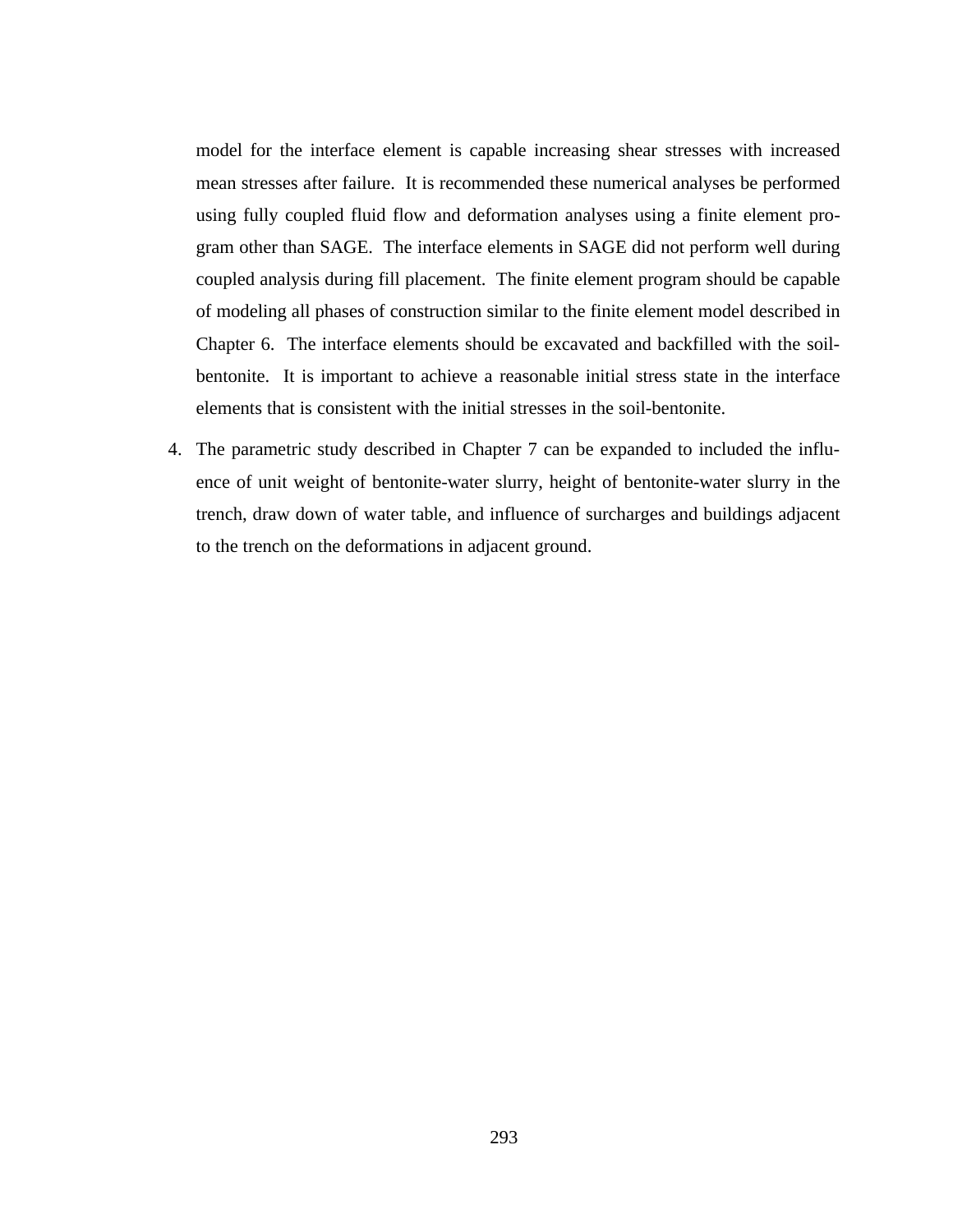model for the interface element is capable increasing shear stresses with increased mean stresses after failure. It is recommended these numerical analyses be performed using fully coupled fluid flow and deformation analyses using a finite element program other than SAGE. The interface elements in SAGE did not perform well during coupled analysis during fill placement. The finite element program should be capable of modeling all phases of construction similar to the finite element model described in Chapter 6. The interface elements should be excavated and backfilled with the soil-bentonite. It is important to achieve a reasonable initial stress state in the interface elements that is consistent with the initial stresses in the soil-bentonite.

4. The parametric study described in Chapter 7 can be expanded to included the influence of unit weight of bentonite-water slurry, height of bentonite-water slurry in the trench, draw down of water table, and influence of surcharges and buildings adjacent to the trench on the deformations in adjacent ground.